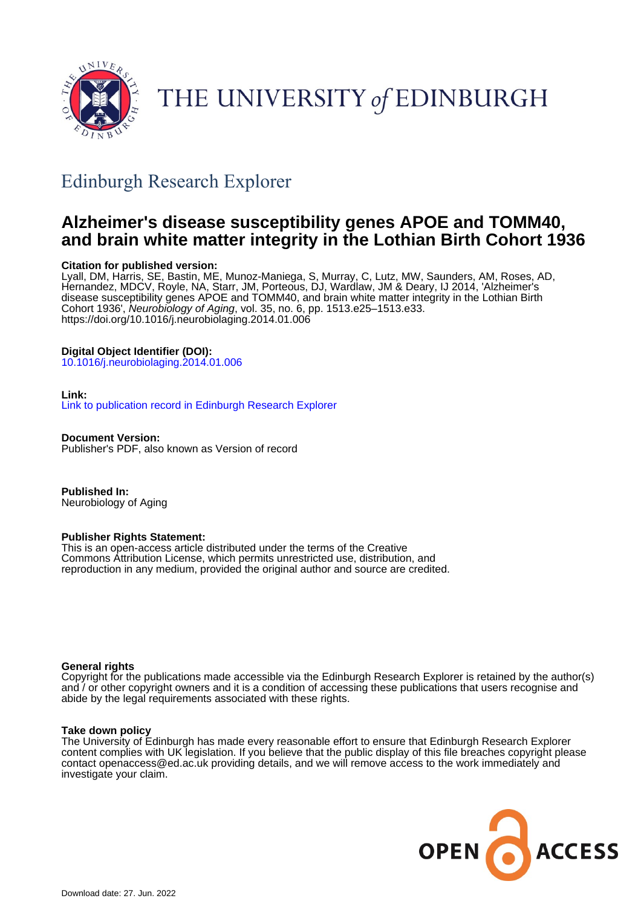THE UNIVERSITY of EDINBURGH

## Edinburgh Research Explorer

# Alzheimer's disease susceptibility genes APOE and TOMM40, and brain white matter integrity in the Lothian Birth Cohort 1936

**Citation for published version:**
Lyall, DM, Harris, SE, Bastin, ME, Munoz-Maniega, S, Murray, C, Lutz, MW, Saunders, AM, Roses, AD, Hernandez, MDCV, Royle, NA, Starr, JM, Porteous, DJ, Wardlaw, JM & Deary, IJ 2014, 'Alzheimer's disease susceptibility genes APOE and TOMM40, and brain white matter integrity in the Lothian Birth Cohort 1936', *Neurobiology of Aging*, vol. 35, no. 6, pp. 1513.e25–1513.e33. https://doi.org/10.1016/j.neurobiolaging.2014.01.006

**Digital Object Identifier (DOI):**
10.1016/j.neurobiolaging.2014.01.006

**Link:**
Link to publication record in Edinburgh Research Explorer

**Document Version:**
Publisher's PDF, also known as Version of record

**Published In:**
Neurobiology of Aging

**Publisher Rights Statement:**
This is an open-access article distributed under the terms of the Creative Commons Attribution License, which permits unrestricted use, distribution, and reproduction in any medium, provided the original author and source are credited.

**General rights**
Copyright for the publications made accessible via the Edinburgh Research Explorer is retained by the author(s) and / or other copyright owners and it is a condition of accessing these publications that users recognise and abide by the legal requirements associated with these rights.

**Take down policy**
The University of Edinburgh has made every reasonable effort to ensure that Edinburgh Research Explorer content complies with UK legislation. If you believe that the public display of this file breaches copyright please contact openaccess@ed.ac.uk providing details, and we will remove access to the work immediately and investigate your claim.

OPEN ACCESS

Download date: 27. Jun. 2022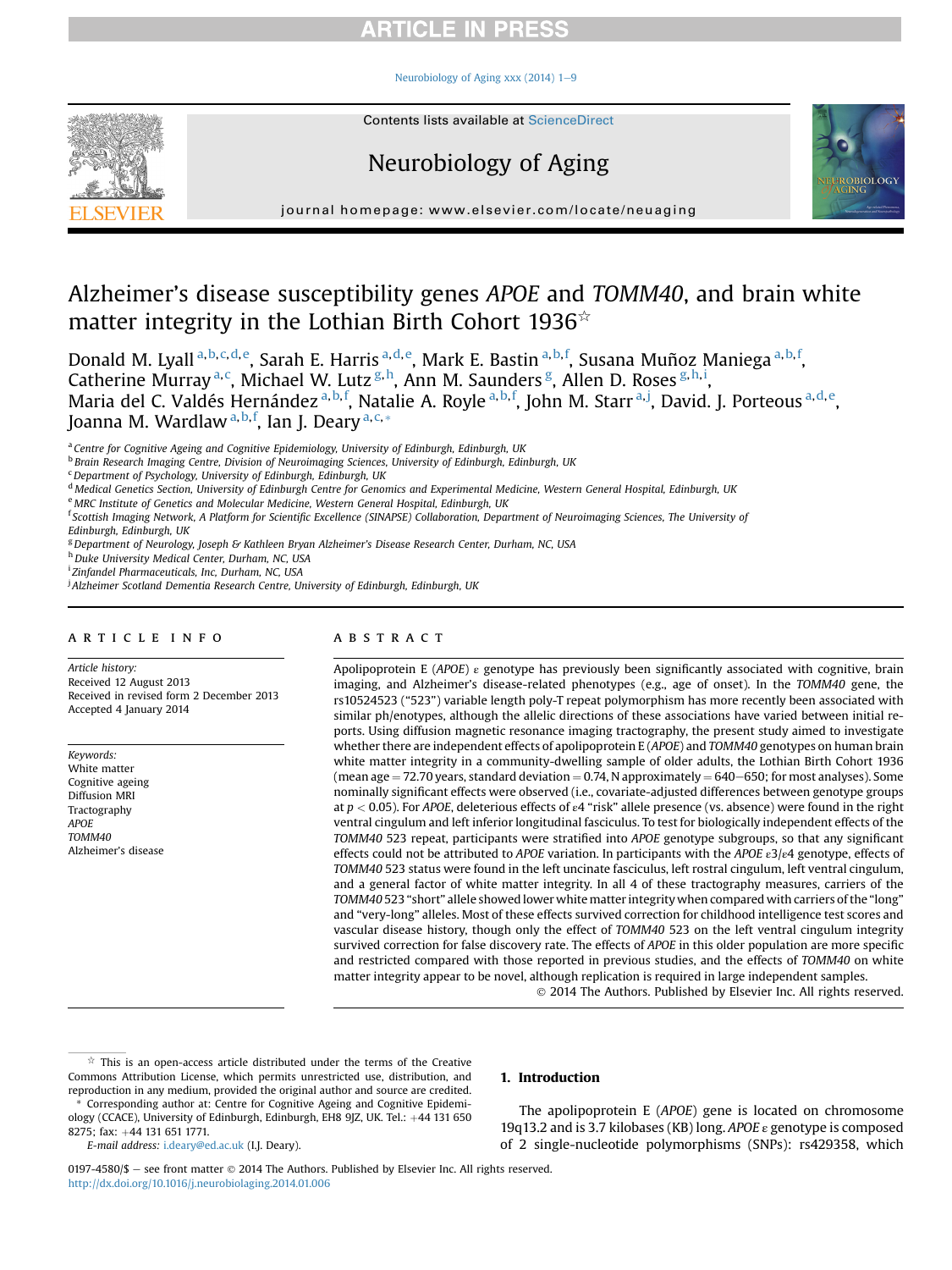# Alzheimer's disease susceptibility genes *APOE* and *TOMM40*, and brain white matter integrity in the Lothian Birth Cohort 1936☆

Donald M. Lyall [a,b,c,d,e], Sarah E. Harris [a,d,e], Mark E. Bastin [a,b,f], Susana Muñoz Maniega [a,b,f], Catherine Murray [a,c], Michael W. Lutz [g,h], Ann M. Saunders [g], Allen D. Roses [g,h,i], Maria del C. Valdés Hernández [a,b,f], Natalie A. Royle [a,b,f], John M. Starr [a,j], David. J. Porteous [a,d,e], Joanna M. Wardlaw [a,b,f], Ian J. Deary [a,c,*]

[a] Centre for Cognitive Ageing and Cognitive Epidemiology, University of Edinburgh, Edinburgh, UK
[b] Brain Research Imaging Centre, Division of Neuroimaging Sciences, University of Edinburgh, Edinburgh, UK
[c] Department of Psychology, University of Edinburgh, Edinburgh, UK
[d] Medical Genetics Section, University of Edinburgh Centre for Genomics and Experimental Medicine, Western General Hospital, Edinburgh, UK
[e] MRC Institute of Genetics and Molecular Medicine, Western General Hospital, Edinburgh, UK
[f] Scottish Imaging Network, A Platform for Scientific Excellence (SINAPSE) Collaboration, Department of Neuroimaging Sciences, The University of Edinburgh, Edinburgh, UK
[g] Department of Neurology, Joseph & Kathleen Bryan Alzheimer's Disease Research Center, Durham, NC, USA
[h] Duke University Medical Center, Durham, NC, USA
[i] Zinfandel Pharmaceuticals, Inc, Durham, NC, USA
[j] Alzheimer Scotland Dementia Research Centre, University of Edinburgh, Edinburgh, UK

## ARTICLE INFO

*Article history:*
Received 12 August 2013
Received in revised form 2 December 2013
Accepted 4 January 2014

*Keywords:*
White matter
Cognitive ageing
Diffusion MRI
Tractography
*APOE*
*TOMM40*
Alzheimer's disease

## ABSTRACT

Apolipoprotein E (*APOE*) ε genotype has previously been significantly associated with cognitive, brain imaging, and Alzheimer's disease-related phenotypes (e.g., age of onset). In the *TOMM40* gene, the rs10524523 ("523") variable length poly-T repeat polymorphism has more recently been associated with similar ph/enotypes, although the allelic directions of these associations have varied between initial reports. Using diffusion magnetic resonance imaging tractography, the present study aimed to investigate whether there are independent effects of apolipoprotein E (*APOE*) and *TOMM40* genotypes on human brain white matter integrity in a community-dwelling sample of older adults, the Lothian Birth Cohort 1936 (mean age = 72.70 years, standard deviation = 0.74, N approximately = 640–650; for most analyses). Some nominally significant effects were observed (i.e., covariate-adjusted differences between genotype groups at $p < 0.05$). For *APOE*, deleterious effects of ε4 "risk" allele presence (vs. absence) were found in the right ventral cingulum and left inferior longitudinal fasciculus. To test for biologically independent effects of the *TOMM40* 523 repeat, participants were stratified into *APOE* genotype subgroups, so that any significant effects could not be attributed to *APOE* variation. In participants with the *APOE* ε3/ε4 genotype, effects of *TOMM40* 523 status were found in the left uncinate fasciculus, left rostral cingulum, left ventral cingulum, and a general factor of white matter integrity. In all 4 of these tractography measures, carriers of the *TOMM40* 523 "short" allele showed lower white matter integrity when compared with carriers of the "long" and "very-long" alleles. Most of these effects survived correction for childhood intelligence test scores and vascular disease history, though only the effect of *TOMM40* 523 on the left ventral cingulum integrity survived correction for false discovery rate. The effects of *APOE* in this older population are more specific and restricted compared with those reported in previous studies, and the effects of *TOMM40* on white matter integrity appear to be novel, although replication is required in large independent samples.

© 2014 The Authors. Published by Elsevier Inc. All rights reserved.

☆ This is an open-access article distributed under the terms of the Creative Commons Attribution License, which permits unrestricted use, distribution, and reproduction in any medium, provided the original author and source are credited.

\* Corresponding author at: Centre for Cognitive Ageing and Cognitive Epidemiology (CCACE), University of Edinburgh, Edinburgh, EH8 9JZ, UK. Tel.: +44 131 650 8275; fax: +44 131 651 1771.

*E-mail address:* i.deary@ed.ac.uk (I.J. Deary).

## 1. Introduction

The apolipoprotein E (*APOE*) gene is located on chromosome 19q13.2 and is 3.7 kilobases (KB) long. *APOE* ε genotype is composed of 2 single-nucleotide polymorphisms (SNPs): rs429358, which

0197-4580/$ – see front matter © 2014 The Authors. Published by Elsevier Inc. All rights reserved.
http://dx.doi.org/10.1016/j.neurobiolaging.2014.01.006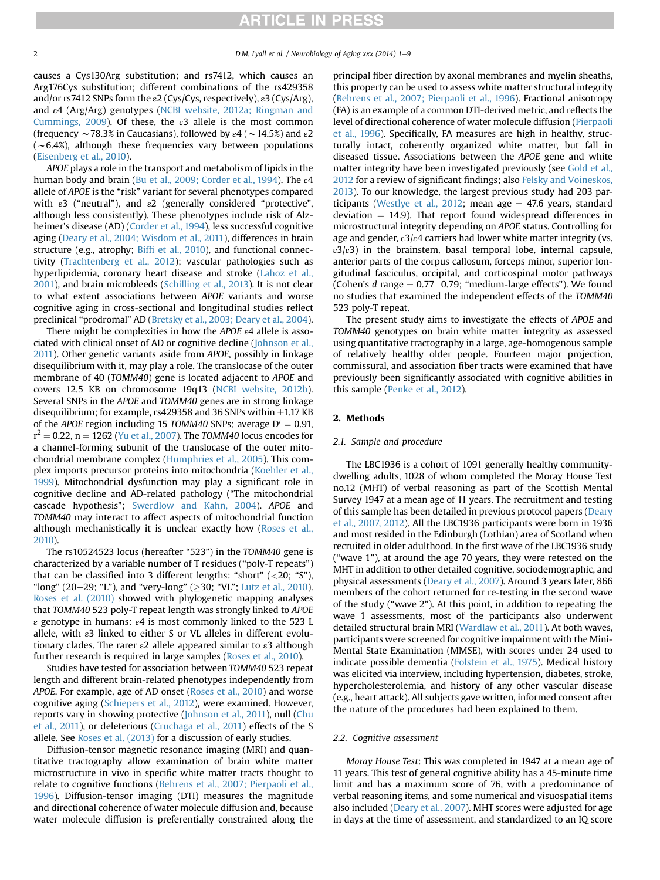causes a Cys130Arg substitution; and rs7412, which causes an Arg176Cys substitution; different combinations of the rs429358 and/or rs7412 SNPs form the ε2 (Cys/Cys, respectively), ε3 (Cys/Arg), and ε4 (Arg/Arg) genotypes (NCBI website, 2012a; Ringman and Cummings, 2009). Of these, the ε3 allele is the most common (frequency ~78.3% in Caucasians), followed by ε4 (~14.5%) and ε2 (~6.4%), although these frequencies vary between populations (Eisenberg et al., 2010).

*APOE* plays a role in the transport and metabolism of lipids in the human body and brain (Bu et al., 2009; Corder et al., 1994). The ε4 allele of *APOE* is the "risk" variant for several phenotypes compared with ε3 ("neutral"), and ε2 (generally considered "protective", although less consistently). These phenotypes include risk of Alzheimer's disease (AD) (Corder et al., 1994), less successful cognitive aging (Deary et al., 2004; Wisdom et al., 2011), differences in brain structure (e.g., atrophy; Biffi et al., 2010), and functional connectivity (Trachtenberg et al., 2012); vascular pathologies such as hyperlipidemia, coronary heart disease and stroke (Lahoz et al., 2001), and brain microbleeds (Schilling et al., 2013). It is not clear to what extent associations between *APOE* variants and worse cognitive aging in cross-sectional and longitudinal studies reflect preclinical "prodromal" AD (Bretsky et al., 2003; Deary et al., 2004).

There might be complexities in how the *APOE* ε4 allele is associated with clinical onset of AD or cognitive decline (Johnson et al., 2011). Other genetic variants aside from *APOE*, possibly in linkage disequilibrium with it, may play a role. The translocase of the outer membrane of 40 (*TOMM40*) gene is located adjacent to *APOE* and covers 12.5 KB on chromosome 19q13 (NCBI website, 2012b). Several SNPs in the *APOE* and *TOMM40* genes are in strong linkage disequilibrium; for example, rs429358 and 36 SNPs within ±1.17 KB of the *APOE* region including 15 *TOMM40* SNPs; average D′ = 0.91, $r^2 = 0.22$, n = 1262 (Yu et al., 2007). The *TOMM40* locus encodes for a channel-forming subunit of the translocase of the outer mitochondrial membrane complex (Humphries et al., 2005). This complex imports precursor proteins into mitochondria (Koehler et al., 1999). Mitochondrial dysfunction may play a significant role in cognitive decline and AD-related pathology ("The mitochondrial cascade hypothesis"; Swerdlow and Kahn, 2004). *APOE* and *TOMM40* may interact to affect aspects of mitochondrial function although mechanistically it is unclear exactly how (Roses et al., 2010).

The rs10524523 locus (hereafter "523") in the *TOMM40* gene is characterized by a variable number of T residues ("poly-T repeats") that can be classified into 3 different lengths: "short" (<20; "S"), "long" (20–29; "L"), and "very-long" (≥30; "VL"; Lutz et al., 2010). Roses et al. (2010) showed with phylogenetic mapping analyses that *TOMM40* 523 poly-T repeat length was strongly linked to *APOE* ε genotype in humans: ε4 is most commonly linked to the 523 L allele, with ε3 linked to either S or VL alleles in different evolutionary clades. The rarer ε2 allele appeared similar to ε3 although further research is required in large samples (Roses et al., 2010).

Studies have tested for association between *TOMM40* 523 repeat length and different brain-related phenotypes independently from *APOE*. For example, age of AD onset (Roses et al., 2010) and worse cognitive aging (Schiepers et al., 2012), were examined. However, reports vary in showing protective (Johnson et al., 2011), null (Chu et al., 2011), or deleterious (Cruchaga et al., 2011) effects of the S allele. See Roses et al. (2013) for a discussion of early studies.

Diffusion-tensor magnetic resonance imaging (MRI) and quantitative tractography allow examination of brain white matter microstructure in vivo in specific white matter tracts thought to relate to cognitive functions (Behrens et al., 2007; Pierpaoli et al., 1996). Diffusion-tensor imaging (DTI) measures the magnitude and directional coherence of water molecule diffusion and, because water molecule diffusion is preferentially constrained along the principal fiber direction by axonal membranes and myelin sheaths, this property can be used to assess white matter structural integrity (Behrens et al., 2007; Pierpaoli et al., 1996). Fractional anisotropy (FA) is an example of a common DTI-derived metric, and reflects the level of directional coherence of water molecule diffusion (Pierpaoli et al., 1996). Specifically, FA measures are high in healthy, structurally intact, coherently organized white matter, but fall in diseased tissue. Associations between the *APOE* gene and white matter integrity have been investigated previously (see Gold et al., 2012 for a review of significant findings; also Felsky and Voineskos, 2013). To our knowledge, the largest previous study had 203 participants (Westlye et al., 2012; mean age = 47.6 years, standard deviation = 14.9). That report found widespread differences in microstructural integrity depending on *APOE* status. Controlling for age and gender, ε3/ε4 carriers had lower white matter integrity (vs. ε3/ε3) in the brainstem, basal temporal lobe, internal capsule, anterior parts of the corpus callosum, forceps minor, superior longitudinal fasciculus, occipital, and corticospinal motor pathways (Cohen's *d* range = 0.77–0.79; "medium-large effects"). We found no studies that examined the independent effects of the *TOMM40* 523 poly-T repeat.

The present study aims to investigate the effects of *APOE* and *TOMM40* genotypes on brain white matter integrity as assessed using quantitative tractography in a large, age-homogenous sample of relatively healthy older people. Fourteen major projection, commissural, and association fiber tracts were examined that have previously been significantly associated with cognitive abilities in this sample (Penke et al., 2012).

## 2. Methods

### 2.1. Sample and procedure

The LBC1936 is a cohort of 1091 generally healthy community-dwelling adults, 1028 of whom completed the Moray House Test no.12 (MHT) of verbal reasoning as part of the Scottish Mental Survey 1947 at a mean age of 11 years. The recruitment and testing of this sample has been detailed in previous protocol papers (Deary et al., 2007, 2012). All the LBC1936 participants were born in 1936 and most resided in the Edinburgh (Lothian) area of Scotland when recruited in older adulthood. In the first wave of the LBC1936 study ("wave 1"), at around the age 70 years, they were retested on the MHT in addition to other detailed cognitive, sociodemographic, and physical assessments (Deary et al., 2007). Around 3 years later, 866 members of the cohort returned for re-testing in the second wave of the study ("wave 2"). At this point, in addition to repeating the wave 1 assessments, most of the participants also underwent detailed structural brain MRI (Wardlaw et al., 2011). At both waves, participants were screened for cognitive impairment with the Mini-Mental State Examination (MMSE), with scores under 24 used to indicate possible dementia (Folstein et al., 1975). Medical history was elicited via interview, including hypertension, diabetes, stroke, hypercholesterolemia, and history of any other vascular disease (e.g., heart attack). All subjects gave written, informed consent after the nature of the procedures had been explained to them.

### 2.2. Cognitive assessment

*Moray House Test*: This was completed in 1947 at a mean age of 11 years. This test of general cognitive ability has a 45-minute time limit and has a maximum score of 76, with a predominance of verbal reasoning items, and some numerical and visuospatial items also included (Deary et al., 2007). MHT scores were adjusted for age in days at the time of assessment, and standardized to an IQ score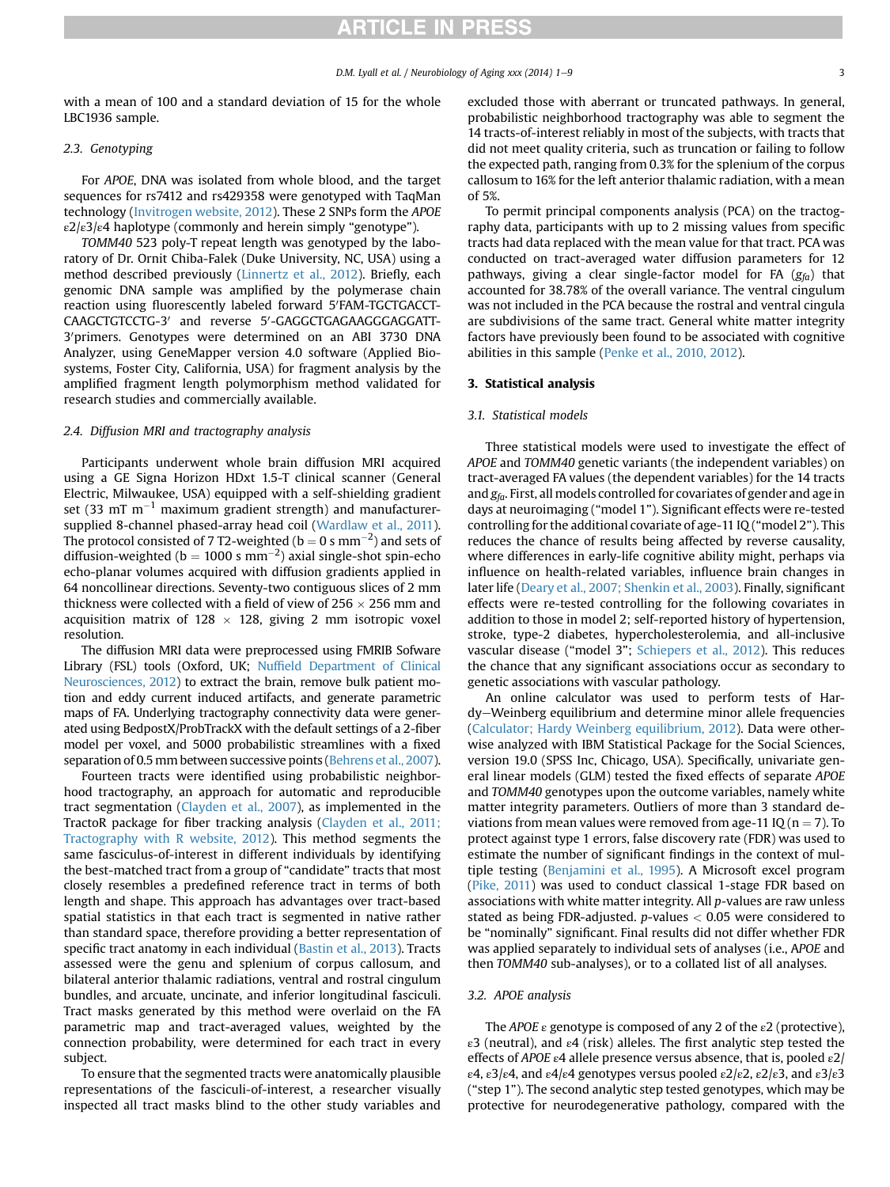with a mean of 100 and a standard deviation of 15 for the whole LBC1936 sample.

### 2.3. Genotyping

For *APOE*, DNA was isolated from whole blood, and the target sequences for rs7412 and rs429358 were genotyped with TaqMan technology (Invitrogen website, 2012). These 2 SNPs form the *APOE* ε2/ε3/ε4 haplotype (commonly and herein simply "genotype").

*TOMM40* 523 poly-T repeat length was genotyped by the laboratory of Dr. Ornit Chiba-Falek (Duke University, NC, USA) using a method described previously (Linnertz et al., 2012). Briefly, each genomic DNA sample was amplified by the polymerase chain reaction using fluorescently labeled forward 5′FAM-TGCTGACCT-CAAGCTGTCCTG-3′ and reverse 5′-GAGGCTGAGAAGGGAGGATT-3′primers. Genotypes were determined on an ABI 3730 DNA Analyzer, using GeneMapper version 4.0 software (Applied Biosystems, Foster City, California, USA) for fragment analysis by the amplified fragment length polymorphism method validated for research studies and commercially available.

### 2.4. Diffusion MRI and tractography analysis

Participants underwent whole brain diffusion MRI acquired using a GE Signa Horizon HDxt 1.5-T clinical scanner (General Electric, Milwaukee, USA) equipped with a self-shielding gradient set (33 mT $m^{-1}$ maximum gradient strength) and manufacturer-supplied 8-channel phased-array head coil (Wardlaw et al., 2011). The protocol consisted of 7 T2-weighted ($b = 0$ s $mm^{-2}$) and sets of diffusion-weighted ($b = 1000$ s $mm^{-2}$) axial single-shot spin-echo echo-planar volumes acquired with diffusion gradients applied in 64 noncollinear directions. Seventy-two contiguous slices of 2 mm thickness were collected with a field of view of 256 × 256 mm and acquisition matrix of 128 × 128, giving 2 mm isotropic voxel resolution.

The diffusion MRI data were preprocessed using FMRIB Sofware Library (FSL) tools (Oxford, UK; Nuffield Department of Clinical Neurosciences, 2012) to extract the brain, remove bulk patient motion and eddy current induced artifacts, and generate parametric maps of FA. Underlying tractography connectivity data were generated using BedpostX/ProbTrackX with the default settings of a 2-fiber model per voxel, and 5000 probabilistic streamlines with a fixed separation of 0.5 mm between successive points (Behrens et al., 2007).

Fourteen tracts were identified using probabilistic neighborhood tractography, an approach for automatic and reproducible tract segmentation (Clayden et al., 2007), as implemented in the TractoR package for fiber tracking analysis (Clayden et al., 2011; Tractography with R website, 2012). This method segments the same fasciculus-of-interest in different individuals by identifying the best-matched tract from a group of "candidate" tracts that most closely resembles a predefined reference tract in terms of both length and shape. This approach has advantages over tract-based spatial statistics in that each tract is segmented in native rather than standard space, therefore providing a better representation of specific tract anatomy in each individual (Bastin et al., 2013). Tracts assessed were the genu and splenium of corpus callosum, and bilateral anterior thalamic radiations, ventral and rostral cingulum bundles, and arcuate, uncinate, and inferior longitudinal fasciculi. Tract masks generated by this method were overlaid on the FA parametric map and tract-averaged values, weighted by the connection probability, were determined for each tract in every subject.

To ensure that the segmented tracts were anatomically plausible representations of the fasciculi-of-interest, a researcher visually inspected all tract masks blind to the other study variables and excluded those with aberrant or truncated pathways. In general, probabilistic neighborhood tractography was able to segment the 14 tracts-of-interest reliably in most of the subjects, with tracts that did not meet quality criteria, such as truncation or failing to follow the expected path, ranging from 0.3% for the splenium of the corpus callosum to 16% for the left anterior thalamic radiation, with a mean of 5%.

To permit principal components analysis (PCA) on the tractography data, participants with up to 2 missing values from specific tracts had data replaced with the mean value for that tract. PCA was conducted on tract-averaged water diffusion parameters for 12 pathways, giving a clear single-factor model for FA ($g_{fa}$) that accounted for 38.78% of the overall variance. The ventral cingulum was not included in the PCA because the rostral and ventral cingula are subdivisions of the same tract. General white matter integrity factors have previously been found to be associated with cognitive abilities in this sample (Penke et al., 2010, 2012).

## 3. Statistical analysis

### 3.1. Statistical models

Three statistical models were used to investigate the effect of *APOE* and *TOMM40* genetic variants (the independent variables) on tract-averaged FA values (the dependent variables) for the 14 tracts and $g_{fa}$. First, all models controlled for covariates of gender and age in days at neuroimaging ("model 1"). Significant effects were re-tested controlling for the additional covariate of age-11 IQ ("model 2"). This reduces the chance of results being affected by reverse causality, where differences in early-life cognitive ability might, perhaps via influence on health-related variables, influence brain changes in later life (Deary et al., 2007; Shenkin et al., 2003). Finally, significant effects were re-tested controlling for the following covariates in addition to those in model 2; self-reported history of hypertension, stroke, type-2 diabetes, hypercholesterolemia, and all-inclusive vascular disease ("model 3"; Schiepers et al., 2012). This reduces the chance that any significant associations occur as secondary to genetic associations with vascular pathology.

An online calculator was used to perform tests of Hardy–Weinberg equilibrium and determine minor allele frequencies (Calculator; Hardy Weinberg equilibrium, 2012). Data were otherwise analyzed with IBM Statistical Package for the Social Sciences, version 19.0 (SPSS Inc, Chicago, USA). Specifically, univariate general linear models (GLM) tested the fixed effects of separate *APOE* and *TOMM40* genotypes upon the outcome variables, namely white matter integrity parameters. Outliers of more than 3 standard deviations from mean values were removed from age-11 IQ ($n = 7$). To protect against type 1 errors, false discovery rate (FDR) was used to estimate the number of significant findings in the context of multiple testing (Benjamini et al., 1995). A Microsoft excel program (Pike, 2011) was used to conduct classical 1-stage FDR based on associations with white matter integrity. All $p$-values are raw unless stated as being FDR-adjusted. $p$-values $< 0.05$ were considered to be "nominally" significant. Final results did not differ whether FDR was applied separately to individual sets of analyses (i.e., *APOE* and then *TOMM40* sub-analyses), or to a collated list of all analyses.

### 3.2. APOE analysis

The *APOE* ε genotype is composed of any 2 of the ε2 (protective), ε3 (neutral), and ε4 (risk) alleles. The first analytic step tested the effects of *APOE* ε4 allele presence versus absence, that is, pooled ε2/ε4, ε3/ε4, and ε4/ε4 genotypes versus pooled ε2/ε2, ε2/ε3, and ε3/ε3 ("step 1"). The second analytic step tested genotypes, which may be protective for neurodegenerative pathology, compared with the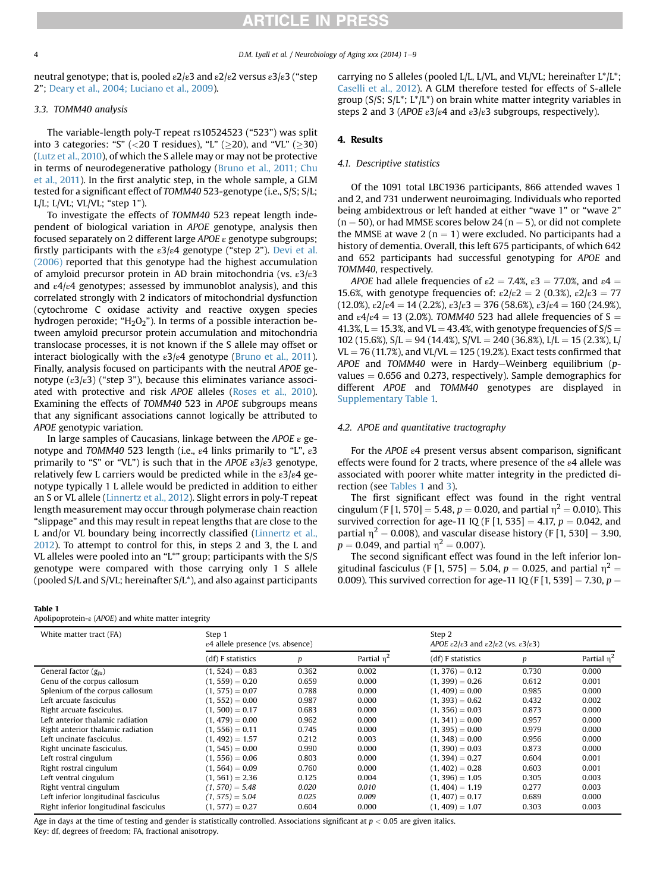neutral genotype; that is, pooled ε2/ε3 and ε2/ε2 versus ε3/ε3 ("step 2"; Deary et al., 2004; Luciano et al., 2009).

### 3.3. TOMM40 analysis

The variable-length poly-T repeat rs10524523 ("523") was split into 3 categories: "S" (<20 T residues), "L" (≥20), and "VL" (≥30) (Lutz et al., 2010), of which the S allele may or may not be protective in terms of neurodegenerative pathology (Bruno et al., 2011; Chu et al., 2011). In the first analytic step, in the whole sample, a GLM tested for a significant effect of *TOMM40* 523-genotype (i.e., S/S; S/L; L/L; L/VL; VL/VL; "step 1").

To investigate the effects of *TOMM40* 523 repeat length independent of biological variation in *APOE* genotype, analysis then focused separately on 2 different large *APOE* ε genotype subgroups; firstly participants with the ε3/ε4 genotype ("step 2"). Devi et al. (2006) reported that this genotype had the highest accumulation of amyloid precursor protein in AD brain mitochondria (vs. ε3/ε3 and ε4/ε4 genotypes; assessed by immunoblot analysis), and this correlated strongly with 2 indicators of mitochondrial dysfunction (cytochrome C oxidase activity and reactive oxygen species hydrogen peroxide; "$H_2O_2$"). In terms of a possible interaction between amyloid precursor protein accumulation and mitochondria translocase processes, it is not known if the S allele may offset or interact biologically with the ε3/ε4 genotype (Bruno et al., 2011). Finally, analysis focused on participants with the neutral *APOE* genotype (ε3/ε3) ("step 3"), because this eliminates variance associated with protective and risk *APOE* alleles (Roses et al., 2010). Examining the effects of *TOMM40* 523 in *APOE* subgroups means that any significant associations cannot logically be attributed to *APOE* genotypic variation.

In large samples of Caucasians, linkage between the *APOE* ε genotype and *TOMM40* 523 length (i.e., ε4 links primarily to "L", ε3 primarily to "S" or "VL") is such that in the *APOE* ε3/ε3 genotype, relatively few L carriers would be predicted while in the ε3/ε4 genotype typically 1 L allele would be predicted in addition to either an S or VL allele (Linnertz et al., 2012). Slight errors in poly-T repeat length measurement may occur through polymerase chain reaction "slippage" and this may result in repeat lengths that are close to the L and/or VL boundary being incorrectly classified (Linnertz et al., 2012). To attempt to control for this, in steps 2 and 3, the L and VL alleles were pooled into an "L*" group; participants with the S/S genotype were compared with those carrying only 1 S allele (pooled S/L and S/VL; hereinafter S/L*), and also against participants carrying no S alleles (pooled L/L, L/VL, and VL/VL; hereinafter L*/L*; Caselli et al., 2012). A GLM therefore tested for effects of S-allele group (S/S; S/L*; L*/L*) on brain white matter integrity variables in steps 2 and 3 (*APOE* ε3/ε4 and ε3/ε3 subgroups, respectively).

## 4. Results

### 4.1. Descriptive statistics

Of the 1091 total LBC1936 participants, 866 attended waves 1 and 2, and 731 underwent neuroimaging. Individuals who reported being ambidextrous or left handed at either "wave 1" or "wave 2" (n = 50), or had MMSE scores below 24 (n = 5), or did not complete the MMSE at wave 2 (n = 1) were excluded. No participants had a history of dementia. Overall, this left 675 participants, of which 642 and 652 participants had successful genotyping for *APOE* and *TOMM40*, respectively.

*APOE* had allele frequencies of ε2 = 7.4%, ε3 = 77.0%, and ε4 = 15.6%, with genotype frequencies of: ε2/ε2 = 2 (0.3%), ε2/ε3 = 77 (12.0%), ε2/ε4 = 14 (2.2%), ε3/ε3 = 376 (58.6%), ε3/ε4 = 160 (24.9%), and ε4/ε4 = 13 (2.0%). *TOMM40* 523 had allele frequencies of S = 41.3%, L = 15.3%, and VL = 43.4%, with genotype frequencies of S/S = 102 (15.6%), S/L = 94 (14.4%), S/VL = 240 (36.8%), L/L = 15 (2.3%), L/VL = 76 (11.7%), and VL/VL = 125 (19.2%). Exact tests confirmed that *APOE* and *TOMM40* were in Hardy–Weinberg equilibrium (p-values = 0.656 and 0.273, respectively). Sample demographics for different *APOE* and *TOMM40* genotypes are displayed in Supplementary Table 1.

### 4.2. APOE and quantitative tractography

For the *APOE* ε4 present versus absent comparison, significant effects were found for 2 tracts, where presence of the ε4 allele was associated with poorer white matter integrity in the predicted direction (see Tables 1 and 3).

The first significant effect was found in the right ventral cingulum (F [1, 570] = 5.48, $p = 0.020$, and partial $\eta^2 = 0.010$). This survived correction for age-11 IQ (F [1, 535] = 4.17, $p = 0.042$, and partial $\eta^2 = 0.008$), and vascular disease history (F [1, 530] = 3.90, $p = 0.049$, and partial $\eta^2 = 0.007$).

The second significant effect was found in the left inferior longitudinal fasciculus (F [1, 575] = 5.04, $p = 0.025$, and partial $\eta^2 = 0.009$). This survived correction for age-11 IQ (F [1, 539] = 7.30, $p =$

**Table 1**
Apolipoprotein-ε (*APOE*) and white matter integrity

| White matter tract (FA) | Step 1 ε4 allele presence (vs. absence) | | | Step 2 *APOE* ε2/ε3 and ε2/ε2 (vs. ε3/ε3) | | |
|---|---|---|---|---|---|---|
| | (df) F statistics | p | Partial $\eta^2$ | (df) F statistics | p | Partial $\eta^2$ |
| General factor ($g_{fa}$) | (1, 524) = 0.83 | 0.362 | 0.002 | (1, 376) = 0.12 | 0.730 | 0.000 |
| Genu of the corpus callosum | (1, 559) = 0.20 | 0.659 | 0.000 | (1, 399) = 0.26 | 0.612 | 0.001 |
| Splenium of the corpus callosum | (1, 575) = 0.07 | 0.788 | 0.000 | (1, 409) = 0.00 | 0.985 | 0.000 |
| Left arcuate fasciculus | (1, 552) = 0.00 | 0.987 | 0.000 | (1, 393) = 0.62 | 0.432 | 0.002 |
| Right arcuate fasciculus. | (1, 500) = 0.17 | 0.683 | 0.000 | (1, 356) = 0.03 | 0.873 | 0.000 |
| Left anterior thalamic radiation | (1, 479) = 0.00 | 0.962 | 0.000 | (1, 341) = 0.00 | 0.957 | 0.000 |
| Right anterior thalamic radiation | (1, 556) = 0.11 | 0.745 | 0.000 | (1, 395) = 0.00 | 0.979 | 0.000 |
| Left uncinate fasciculus. | (1, 492) = 1.57 | 0.212 | 0.003 | (1, 348) = 0.00 | 0.956 | 0.000 |
| Right uncinate fasciculus. | (1, 545) = 0.00 | 0.990 | 0.000 | (1, 390) = 0.03 | 0.873 | 0.000 |
| Left rostral cingulum | (1, 556) = 0.06 | 0.803 | 0.000 | (1, 394) = 0.27 | 0.604 | 0.001 |
| Right rostral cingulum | (1, 564) = 0.09 | 0.760 | 0.000 | (1, 402) = 0.28 | 0.603 | 0.001 |
| Left ventral cingulum | (1, 561) = 2.36 | 0.125 | 0.004 | (1, 396) = 1.05 | 0.305 | 0.003 |
| Right ventral cingulum | *(1, 570) = 5.48* | *0.020* | *0.010* | (1, 404) = 1.19 | 0.277 | 0.003 |
| Left inferior longitudinal fasciculus | *(1, 575) = 5.04* | *0.025* | *0.009* | (1, 407) = 0.17 | 0.689 | 0.000 |
| Right inferior longitudinal fasciculus | (1, 577) = 0.27 | 0.604 | 0.000 | (1, 409) = 1.07 | 0.303 | 0.003 |

Age in days at the time of testing and gender is statistically controlled. Associations significant at $p < 0.05$ are given italics.
Key: df, degrees of freedom; FA, fractional anisotropy.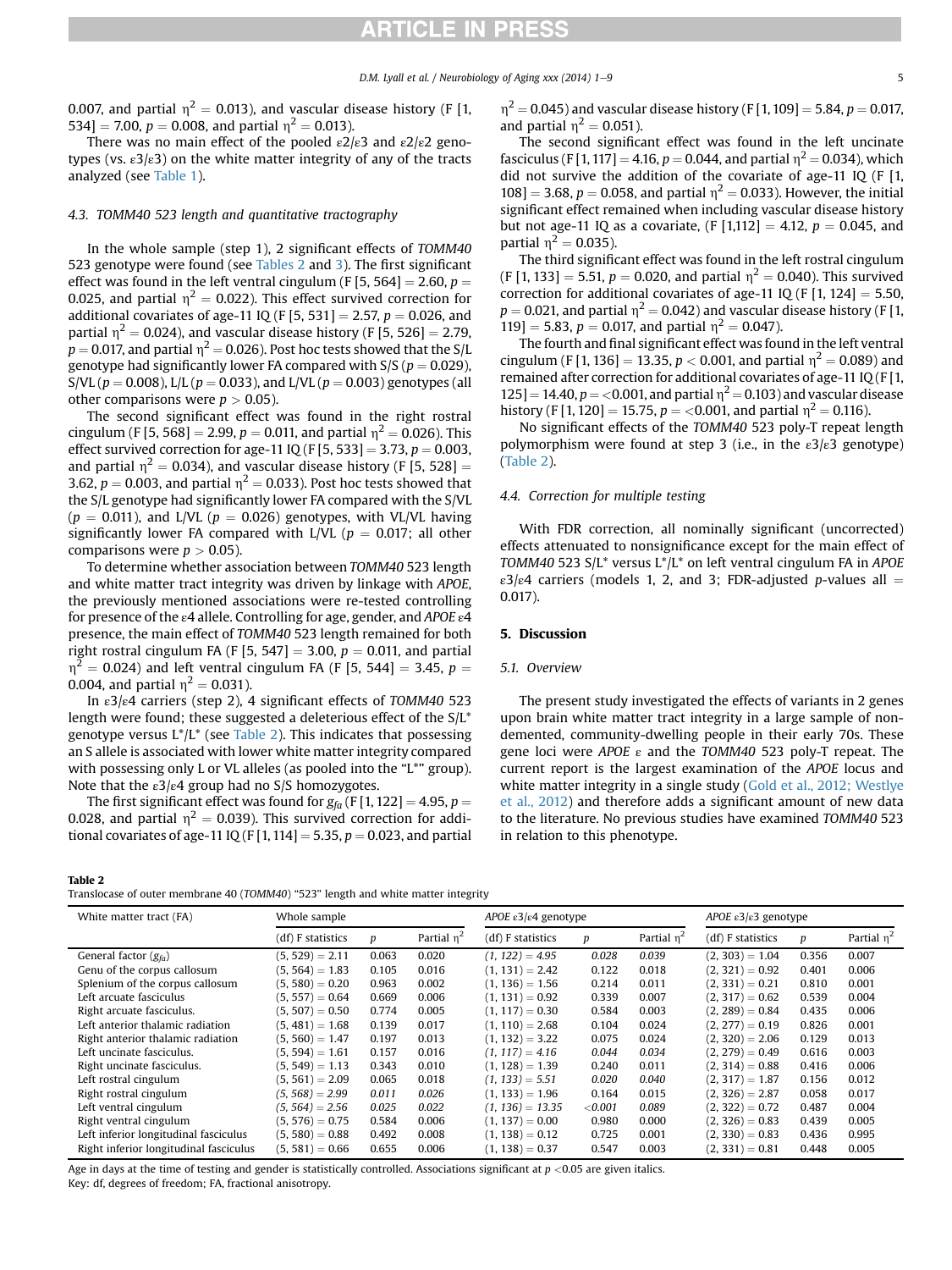0.007, and partial $\eta^2$ = 0.013), and vascular disease history (F [1, 534] = 7.00, $p$ = 0.008, and partial $\eta^2$ = 0.013).

There was no main effect of the pooled ε2/ε3 and ε2/ε2 genotypes (vs. ε3/ε3) on the white matter integrity of any of the tracts analyzed (see Table 1).

### 4.3. TOMM40 523 length and quantitative tractography

In the whole sample (step 1), 2 significant effects of *TOMM40* 523 genotype were found (see Tables 2 and 3). The first significant effect was found in the left ventral cingulum (F [5, 564] = 2.60, $p$ = 0.025, and partial $\eta^2$ = 0.022). This effect survived correction for additional covariates of age-11 IQ (F [5, 531] = 2.57, $p$ = 0.026, and partial $\eta^2$ = 0.024), and vascular disease history (F [5, 526] = 2.79, $p$ = 0.017, and partial $\eta^2$ = 0.026). Post hoc tests showed that the S/L genotype had significantly lower FA compared with S/S ($p$ = 0.029), S/VL ($p$ = 0.008), L/L ($p$ = 0.033), and L/VL ($p$ = 0.003) genotypes (all other comparisons were $p$ > 0.05).

The second significant effect was found in the right rostral cingulum (F [5, 568] = 2.99, $p$ = 0.011, and partial $\eta^2$ = 0.026). This effect survived correction for age-11 IQ (F [5, 533] = 3.73, $p$ = 0.003, and partial $\eta^2$ = 0.034), and vascular disease history (F [5, 528] = 3.62, $p$ = 0.003, and partial $\eta^2$ = 0.033). Post hoc tests showed that the S/L genotype had significantly lower FA compared with the S/VL ($p$ = 0.011), and L/VL ($p$ = 0.026) genotypes, with VL/VL having significantly lower FA compared with L/VL ($p$ = 0.017; all other comparisons were $p$ > 0.05).

To determine whether association between *TOMM40* 523 length and white matter tract integrity was driven by linkage with *APOE*, the previously mentioned associations were re-tested controlling for presence of the ε4 allele. Controlling for age, gender, and *APOE* ε4 presence, the main effect of *TOMM40* 523 length remained for both right rostral cingulum FA (F [5, 547] = 3.00, $p$ = 0.011, and partial $\eta^2$ = 0.024) and left ventral cingulum FA (F [5, 544] = 3.45, $p$ = 0.004, and partial $\eta^2$ = 0.031).

In ε3/ε4 carriers (step 2), 4 significant effects of *TOMM40* 523 length were found; these suggested a deleterious effect of the S/L* genotype versus L*/L* (see Table 2). This indicates that possessing an S allele is associated with lower white matter integrity compared with possessing only L or VL alleles (as pooled into the "L*" group). Note that the ε3/ε4 group had no S/S homozygotes.

The first significant effect was found for $g_{fa}$ (F [1, 122] = 4.95, $p$ = 0.028, and partial $\eta^2$ = 0.039). This survived correction for additional covariates of age-11 IQ (F [1, 114] = 5.35, $p$ = 0.023, and partial $\eta^2$ = 0.045) and vascular disease history (F [1, 109] = 5.84, $p$ = 0.017, and partial $\eta^2$ = 0.051).

The second significant effect was found in the left uncinate fasciculus (F [1, 117] = 4.16, $p$ = 0.044, and partial $\eta^2$ = 0.034), which did not survive the addition of the covariate of age-11 IQ (F [1, 108] = 3.68, $p$ = 0.058, and partial $\eta^2$ = 0.033). However, the initial significant effect remained when including vascular disease history but not age-11 IQ as a covariate, (F [1,112] = 4.12, $p$ = 0.045, and partial $\eta^2$ = 0.035).

The third significant effect was found in the left rostral cingulum (F [1, 133] = 5.51, $p$ = 0.020, and partial $\eta^2$ = 0.040). This survived correction for additional covariates of age-11 IQ (F [1, 124] = 5.50, $p$ = 0.021, and partial $\eta^2$ = 0.042) and vascular disease history (F [1, 119] = 5.83, $p$ = 0.017, and partial $\eta^2$ = 0.047).

The fourth and final significant effect was found in the left ventral cingulum (F [1, 136] = 13.35, $p$ < 0.001, and partial $\eta^2$ = 0.089) and remained after correction for additional covariates of age-11 IQ (F [1, 125] = 14.40, $p$ = <0.001, and partial $\eta^2$ = 0.103) and vascular disease history (F [1, 120] = 15.75, $p$ = <0.001, and partial $\eta^2$ = 0.116).

No significant effects of the *TOMM40* 523 poly-T repeat length polymorphism were found at step 3 (i.e., in the ε3/ε3 genotype) (Table 2).

### 4.4. Correction for multiple testing

With FDR correction, all nominally significant (uncorrected) effects attenuated to nonsignificance except for the main effect of *TOMM40* 523 S/L* versus L*/L* on left ventral cingulum FA in *APOE* ε3/ε4 carriers (models 1, 2, and 3; FDR-adjusted $p$-values all = 0.017).

## 5. Discussion

### 5.1. Overview

The present study investigated the effects of variants in 2 genes upon brain white matter tract integrity in a large sample of non-demented, community-dwelling people in their early 70s. These gene loci were *APOE* ε and the *TOMM40* 523 poly-T repeat. The current report is the largest examination of the *APOE* locus and white matter integrity in a single study (Gold et al., 2012; Westlye et al., 2012) and therefore adds a significant amount of new data to the literature. No previous studies have examined *TOMM40* 523 in relation to this phenotype.

**Table 2**
Translocase of outer membrane 40 (*TOMM40*) "523" length and white matter integrity

| White matter tract (FA) | Whole sample | | | *APOE* ε3/ε4 genotype | | | *APOE* ε3/ε3 genotype | | |
|---|---|---|---|---|---|---|---|---|---|
| | (df) F statistics | $p$ | Partial $\eta^2$ | (df) F statistics | $p$ | Partial $\eta^2$ | (df) F statistics | $p$ | Partial $\eta^2$ |
| General factor ($g_{fa}$) | (5, 529) = 2.11 | 0.063 | 0.020 | *(1, 122) = 4.95* | *0.028* | *0.039* | (2, 303) = 1.04 | 0.356 | 0.007 |
| Genu of the corpus callosum | (5, 564) = 1.83 | 0.105 | 0.016 | (1, 131) = 2.42 | 0.122 | 0.018 | (2, 321) = 0.92 | 0.401 | 0.006 |
| Splenium of the corpus callosum | (5, 580) = 0.20 | 0.963 | 0.002 | (1, 136) = 1.56 | 0.214 | 0.011 | (2, 331) = 0.21 | 0.810 | 0.001 |
| Left arcuate fasciculus | (5, 557) = 0.64 | 0.669 | 0.006 | (1, 131) = 0.92 | 0.339 | 0.007 | (2, 317) = 0.62 | 0.539 | 0.004 |
| Right arcuate fasciculus. | (5, 507) = 0.50 | 0.774 | 0.005 | (1, 117) = 0.30 | 0.584 | 0.003 | (2, 289) = 0.84 | 0.435 | 0.006 |
| Left anterior thalamic radiation | (5, 481) = 1.68 | 0.139 | 0.017 | (1, 110) = 2.68 | 0.104 | 0.024 | (2, 277) = 0.19 | 0.826 | 0.001 |
| Right anterior thalamic radiation | (5, 560) = 1.47 | 0.197 | 0.013 | (1, 132) = 3.22 | 0.075 | 0.024 | (2, 320) = 2.06 | 0.129 | 0.013 |
| Left uncinate fasciculus. | (5, 594) = 1.61 | 0.157 | 0.016 | *(1, 117) = 4.16* | *0.044* | *0.034* | (2, 279) = 0.49 | 0.616 | 0.003 |
| Right uncinate fasciculus. | (5, 549) = 1.13 | 0.343 | 0.010 | (1, 128) = 1.39 | 0.240 | 0.011 | (2, 314) = 0.88 | 0.416 | 0.006 |
| Left rostral cingulum | (5, 561) = 2.09 | 0.065 | 0.018 | *(1, 133) = 5.51* | *0.020* | *0.040* | (2, 317) = 1.87 | 0.156 | 0.012 |
| Right rostral cingulum | *(5, 568) = 2.99* | *0.011* | *0.026* | (1, 133) = 1.96 | 0.164 | 0.015 | (2, 326) = 2.87 | 0.058 | 0.017 |
| Left ventral cingulum | *(5, 564) = 2.56* | *0.025* | *0.022* | *(1, 136) = 13.35* | *<0.001* | *0.089* | (2, 322) = 0.72 | 0.487 | 0.004 |
| Right ventral cingulum | (5, 576) = 0.75 | 0.584 | 0.006 | (1, 137) = 0.00 | 0.980 | 0.000 | (2, 326) = 0.83 | 0.439 | 0.005 |
| Left inferior longitudinal fasciculus | (5, 580) = 0.88 | 0.492 | 0.008 | (1, 138) = 0.12 | 0.725 | 0.001 | (2, 330) = 0.83 | 0.436 | 0.995 |
| Right inferior longitudinal fasciculus | (5, 581) = 0.66 | 0.655 | 0.006 | (1, 138) = 0.37 | 0.547 | 0.003 | (2, 331) = 0.81 | 0.448 | 0.005 |

Age in days at the time of testing and gender is statistically controlled. Associations significant at $p$ <0.05 are given italics.
Key: df, degrees of freedom; FA, fractional anisotropy.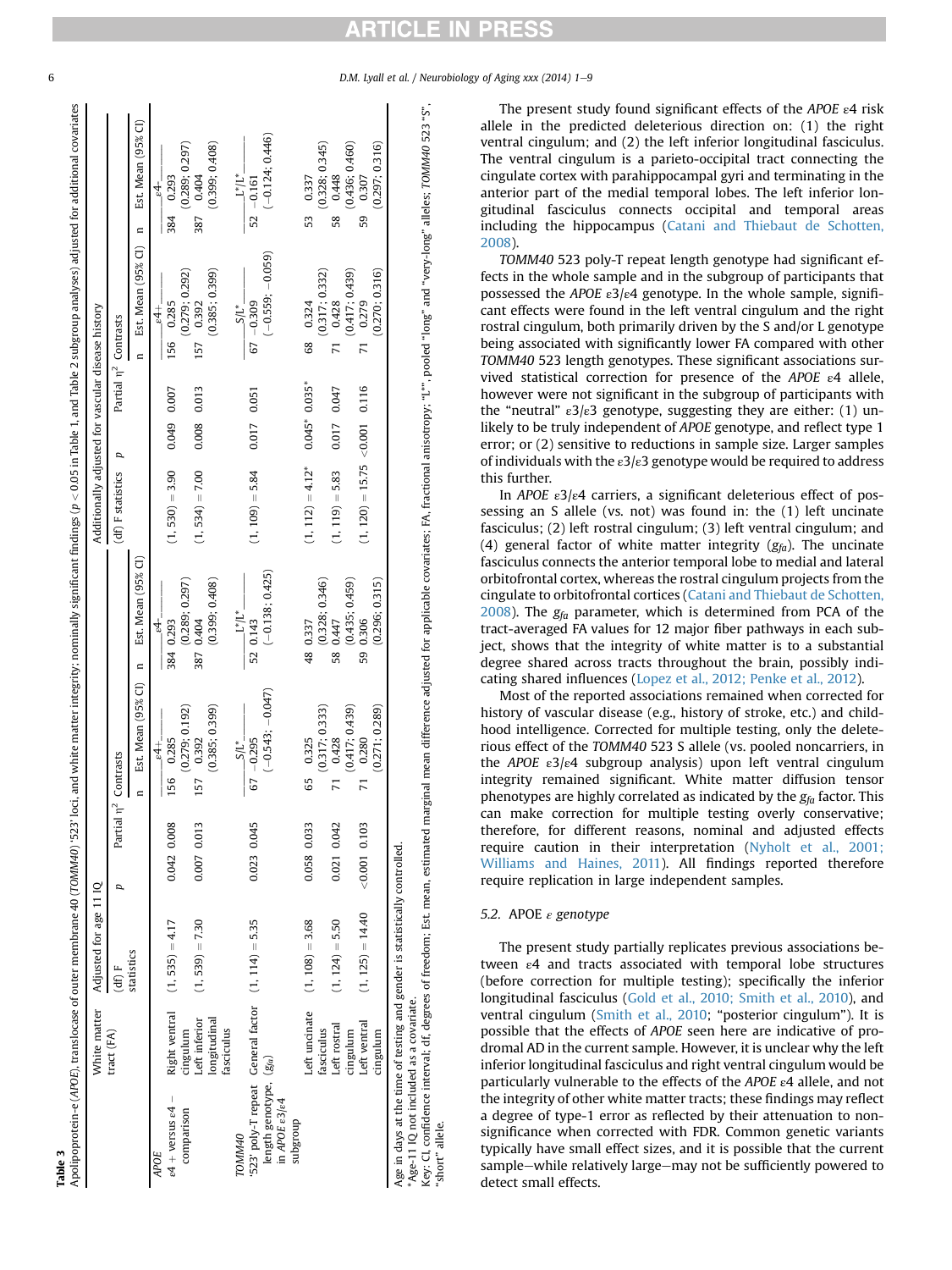**Table 3**
Apolipoprotein-ε (*APOE*), translocase of outer membrane 40 (*TOMM40*) '523' loci, and white matter integrity; nominally significant findings ($p < 0.05$ in Table 1, and Table 2 subgroup analyses) adjusted for additional covariates

| | White matter tract (FA) | Adjusted for age 11 IQ | | | | | | | | Additionally adjusted for vascular disease history | | | | | | | |
|---|---|---|---|---|---|---|---|---|---|---|---|---|---|---|---|---|---|
| | | (df) F statistics | p | Partial η² | Contrasts | | | | | (df) F statistics | p | Partial η² | Contrasts | | | |
| | | | | | n | Est. Mean (95% CI) | n | Est. Mean (95% CI) | | | | n | Est. Mean (95% CI) | n | Est. Mean (95% CI) |
| *APOE* | | | | | | ε4+ | | ε4- | | | | | ε4+ | | ε4- |
| ε4 + versus ε4 − comparison | Right ventral cingulum | (1, 535) = 4.17 | 0.042 | 0.008 | 156 | 0.285 (0.279; 0.192) | 384 | 0.293 (0.289; 0.297) | (1, 530) = 3.90 | 0.049 | 0.007 | 156 | 0.285 (0.279; 0.292) | 384 | 0.293 (0.289; 0.297) |
| | Left inferior longitudinal fasciculus | (1, 539) = 7.30 | 0.007 | 0.013 | 157 | 0.392 (0.385; 0.399) | 387 | 0.404 (0.399; 0.408) | (1, 534) = 7.00 | 0.008 | 0.013 | 157 | 0.392 (0.385; 0.399) | 387 | 0.404 (0.399; 0.408) |
| *TOMM40* | | | | | | S/L* | | L*/L* | | | | | S/L* | | L*/L* |
| '523' poly-T repeat length genotype, in *APOE* ε3/ε4 subgroup | General factor ($g_{fa}$) | (1, 114) = 5.35 | 0.023 | 0.045 | 67 | −0.295 (−0.543; −0.047) | 52 | 0.143 (−0.138; 0.425) | (1, 109) = 5.84 | 0.017 | 0.051 | 67 | −0.309 (−0.559; −0.059) | 52 | −0.161 (−0.124; 0.446) |
| | Left uncinate fasciculus | (1, 108) = 3.68 | 0.058 | 0.033 | 65 | 0.325 (0.317; 0.333) | 48 | 0.337 (0.328; 0.346) | (1, 112) = 4.12ᵃ | 0.045ᵃ | 0.035ᵃ | 68 | 0.324 (0.317; 0.332) | 53 | 0.337 (0.328; 0.345) |
| | Left rostral cingulum | (1, 124) = 5.50 | 0.021 | 0.042 | 71 | 0.428 (0.417; 0.439) | 58 | 0.447 (0.435; 0.459) | (1, 119) = 5.83 | 0.017 | 0.047 | 71 | 0.428 (0.417; 0.439) | 58 | 0.448 (0.436; 0.460) |
| | Left ventral cingulum | (1, 125) = 14.40 | <0.001 | 0.103 | 71 | 0.280 (0.271; 0.289) | 59 | 0.306 (0.296; 0.315) | (1, 120) = 15.75 | <0.001 | 0.116 | 71 | 0.279 (0.270; 0.316) | 59 | 0.307 (0.297; 0.316) |

Age in days at the time of testing and gender is statistically controlled.
ᵃAge-11 IQ not included as a covariate.
Key: CI, confidence interval; df, degrees of freedom; Est. mean, estimated marginal mean difference adjusted for applicable covariates; FA, fractional anisotropy; "L*", pooled "long" and "very-long" alleles; *TOMM40* 523 "S", "short" allele.

The present study found significant effects of the *APOE* ε4 risk allele in the predicted deleterious direction on: (1) the right ventral cingulum; and (2) the left inferior longitudinal fasciculus. The ventral cingulum is a parieto-occipital tract connecting the cingulate cortex with parahippocampal gyri and terminating in the anterior part of the medial temporal lobes. The left inferior longitudinal fasciculus connects occipital and temporal areas including the hippocampus (Catani and Thiebaut de Schotten, 2008).

*TOMM40* 523 poly-T repeat length genotype had significant effects in the whole sample and in the subgroup of participants that possessed the *APOE* ε3/ε4 genotype. In the whole sample, significant effects were found in the left ventral cingulum and the right rostral cingulum, both primarily driven by the S and/or L genotype being associated with significantly lower FA compared with other *TOMM40* 523 length genotypes. These significant associations survived statistical correction for presence of the *APOE* ε4 allele, however were not significant in the subgroup of participants with the "neutral" ε3/ε3 genotype, suggesting they are either: (1) unlikely to be truly independent of *APOE* genotype, and reflect type 1 error; or (2) sensitive to reductions in sample size. Larger samples of individuals with the ε3/ε3 genotype would be required to address this further.

In *APOE* ε3/ε4 carriers, a significant deleterious effect of possessing an S allele (vs. not) was found in: the (1) left uncinate fasciculus; (2) left rostral cingulum; (3) left ventral cingulum; and (4) general factor of white matter integrity ($g_{fa}$). The uncinate fasciculus connects the anterior temporal lobe to medial and lateral orbitofrontal cortex, whereas the rostral cingulum projects from the cingulate to orbitofrontal cortices (Catani and Thiebaut de Schotten, 2008). The $g_{fa}$ parameter, which is determined from PCA of the tract-averaged FA values for 12 major fiber pathways in each subject, shows that the integrity of white matter is to a substantial degree shared across tracts throughout the brain, possibly indicating shared influences (Lopez et al., 2012; Penke et al., 2012).

Most of the reported associations remained when corrected for history of vascular disease (e.g., history of stroke, etc.) and childhood intelligence. Corrected for multiple testing, only the deleterious effect of the *TOMM40* 523 S allele (vs. pooled noncarriers, in the *APOE* ε3/ε4 subgroup analysis) upon left ventral cingulum integrity remained significant. White matter diffusion tensor phenotypes are highly correlated as indicated by the $g_{fa}$ factor. This can make correction for multiple testing overly conservative; therefore, for different reasons, nominal and adjusted effects require caution in their interpretation (Nyholt et al., 2001; Williams and Haines, 2011). All findings reported therefore require replication in large independent samples.

### 5.2. APOE ε genotype

The present study partially replicates previous associations between ε4 and tracts associated with temporal lobe structures (before correction for multiple testing); specifically the inferior longitudinal fasciculus (Gold et al., 2010; Smith et al., 2010), and ventral cingulum (Smith et al., 2010; "posterior cingulum"). It is possible that the effects of *APOE* seen here are indicative of prodromal AD in the current sample. However, it is unclear why the left inferior longitudinal fasciculus and right ventral cingulum would be particularly vulnerable to the effects of the *APOE* ε4 allele, and not the integrity of other white matter tracts; these findings may reflect a degree of type-1 error as reflected by their attenuation to nonsignificance when corrected with FDR. Common genetic variants typically have small effect sizes, and it is possible that the current sample—while relatively large—may not be sufficiently powered to detect small effects.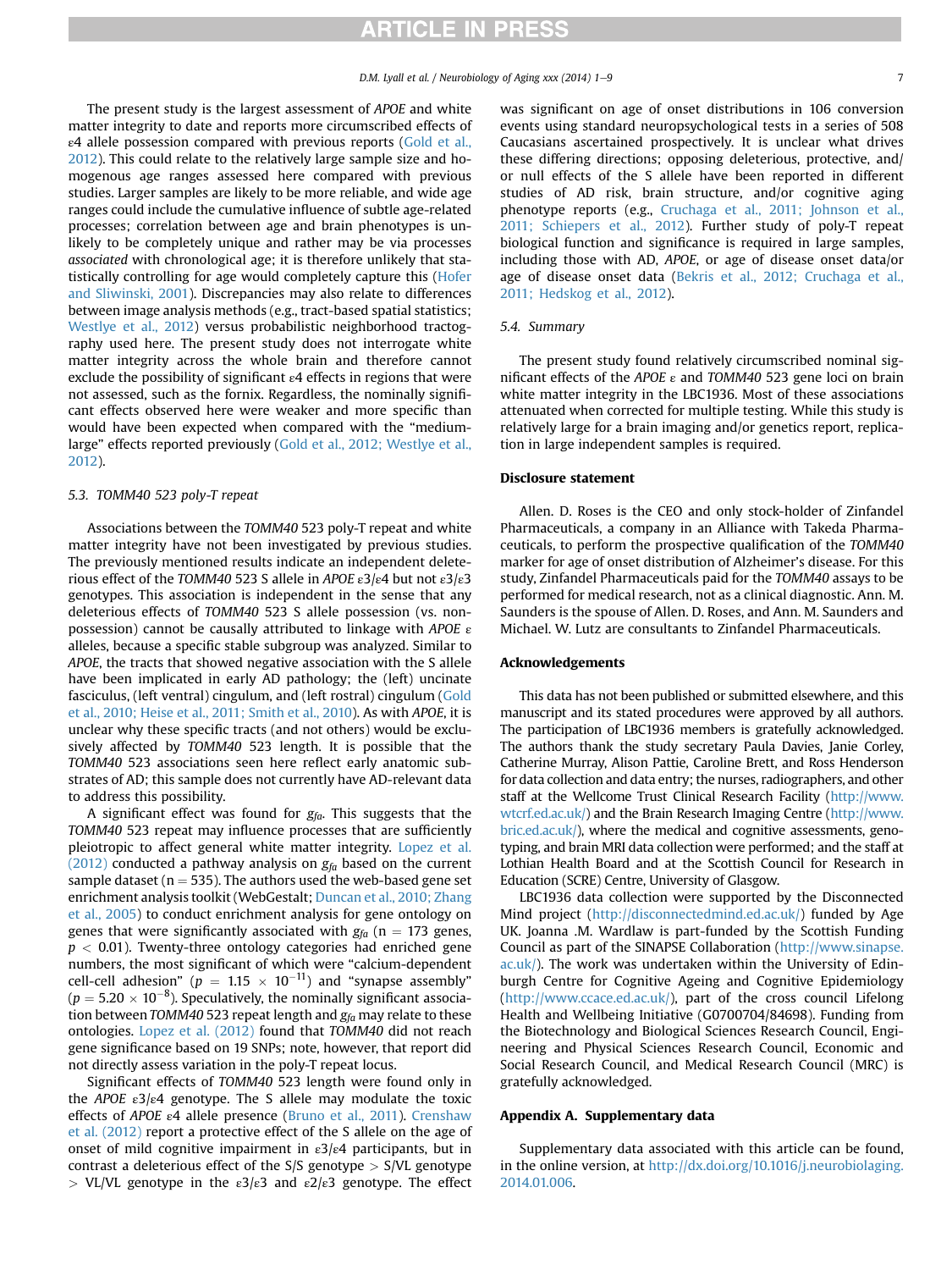The present study is the largest assessment of *APOE* and white matter integrity to date and reports more circumscribed effects of ε4 allele possession compared with previous reports (Gold et al., 2012). This could relate to the relatively large sample size and homogenous age ranges assessed here compared with previous studies. Larger samples are likely to be more reliable, and wide age ranges could include the cumulative influence of subtle age-related processes; correlation between age and brain phenotypes is unlikely to be completely unique and rather may be via processes *associated* with chronological age; it is therefore unlikely that statistically controlling for age would completely capture this (Hofer and Sliwinski, 2001). Discrepancies may also relate to differences between image analysis methods (e.g., tract-based spatial statistics; Westlye et al., 2012) versus probabilistic neighborhood tractography used here. The present study does not interrogate white matter integrity across the whole brain and therefore cannot exclude the possibility of significant ε4 effects in regions that were not assessed, such as the fornix. Regardless, the nominally significant effects observed here were weaker and more specific than would have been expected when compared with the "medium-large" effects reported previously (Gold et al., 2012; Westlye et al., 2012).

### 5.3. TOMM40 523 poly-T repeat

Associations between the *TOMM40* 523 poly-T repeat and white matter integrity have not been investigated by previous studies. The previously mentioned results indicate an independent deleterious effect of the *TOMM40* 523 S allele in *APOE* ε3/ε4 but not ε3/ε3 genotypes. This association is independent in the sense that any deleterious effects of *TOMM40* 523 S allele possession (vs. non-possession) cannot be causally attributed to linkage with *APOE* ε alleles, because a specific stable subgroup was analyzed. Similar to *APOE*, the tracts that showed negative association with the S allele have been implicated in early AD pathology; the (left) uncinate fasciculus, (left ventral) cingulum, and (left rostral) cingulum (Gold et al., 2010; Heise et al., 2011; Smith et al., 2010). As with *APOE*, it is unclear why these specific tracts (and not others) would be exclusively affected by *TOMM40* 523 length. It is possible that the *TOMM40* 523 associations seen here reflect early anatomic substrates of AD; this sample does not currently have AD-relevant data to address this possibility.

A significant effect was found for $g_{fa}$. This suggests that the *TOMM40* 523 repeat may influence processes that are sufficiently pleiotropic to affect general white matter integrity. Lopez et al. (2012) conducted a pathway analysis on $g_{fa}$ based on the current sample dataset (n = 535). The authors used the web-based gene set enrichment analysis toolkit (WebGestalt; Duncan et al., 2010; Zhang et al., 2005) to conduct enrichment analysis for gene ontology on genes that were significantly associated with $g_{fa}$ (n = 173 genes, $p < 0.01$). Twenty-three ontology categories had enriched gene numbers, the most significant of which were "calcium-dependent cell-cell adhesion" ($p = 1.15 \times 10^{-11}$) and "synapse assembly" ($p = 5.20 \times 10^{-8}$). Speculatively, the nominally significant association between *TOMM40* 523 repeat length and $g_{fa}$ may relate to these ontologies. Lopez et al. (2012) found that *TOMM40* did not reach gene significance based on 19 SNPs; note, however, that report did not directly assess variation in the poly-T repeat locus.

Significant effects of *TOMM40* 523 length were found only in the *APOE* ε3/ε4 genotype. The S allele may modulate the toxic effects of *APOE* ε4 allele presence (Bruno et al., 2011). Crenshaw et al. (2012) report a protective effect of the S allele on the age of onset of mild cognitive impairment in ε3/ε4 participants, but in contrast a deleterious effect of the S/S genotype > S/VL genotype > VL/VL genotype in the ε3/ε3 and ε2/ε3 genotype. The effect was significant on age of onset distributions in 106 conversion events using standard neuropsychological tests in a series of 508 Caucasians ascertained prospectively. It is unclear what drives these differing directions; opposing deleterious, protective, and/or null effects of the S allele have been reported in different studies of AD risk, brain structure, and/or cognitive aging phenotype reports (e.g., Cruchaga et al., 2011; Johnson et al., 2011; Schiepers et al., 2012). Further study of poly-T repeat biological function and significance is required in large samples, including those with AD, *APOE*, or age of disease onset data/or age of disease onset data (Bekris et al., 2012; Cruchaga et al., 2011; Hedskog et al., 2012).

### 5.4. Summary

The present study found relatively circumscribed nominal significant effects of the *APOE* ε and *TOMM40* 523 gene loci on brain white matter integrity in the LBC1936. Most of these associations attenuated when corrected for multiple testing. While this study is relatively large for a brain imaging and/or genetics report, replication in large independent samples is required.

## Disclosure statement

Allen. D. Roses is the CEO and only stock-holder of Zinfandel Pharmaceuticals, a company in an Alliance with Takeda Pharmaceuticals, to perform the prospective qualification of the *TOMM40* marker for age of onset distribution of Alzheimer's disease. For this study, Zinfandel Pharmaceuticals paid for the *TOMM40* assays to be performed for medical research, not as a clinical diagnostic. Ann. M. Saunders is the spouse of Allen. D. Roses, and Ann. M. Saunders and Michael. W. Lutz are consultants to Zinfandel Pharmaceuticals.

## Acknowledgements

This data has not been published or submitted elsewhere, and this manuscript and its stated procedures were approved by all authors. The participation of LBC1936 members is gratefully acknowledged. The authors thank the study secretary Paula Davies, Janie Corley, Catherine Murray, Alison Pattie, Caroline Brett, and Ross Henderson for data collection and data entry; the nurses, radiographers, and other staff at the Wellcome Trust Clinical Research Facility (http://www.wtcrf.ed.ac.uk/) and the Brain Research Imaging Centre (http://www.bric.ed.ac.uk/), where the medical and cognitive assessments, genotyping, and brain MRI data collection were performed; and the staff at Lothian Health Board and at the Scottish Council for Research in Education (SCRE) Centre, University of Glasgow.

LBC1936 data collection were supported by the Disconnected Mind project (http://disconnectedmind.ed.ac.uk/) funded by Age UK. Joanna .M. Wardlaw is part-funded by the Scottish Funding Council as part of the SINAPSE Collaboration (http://www.sinapse.ac.uk/). The work was undertaken within the University of Edinburgh Centre for Cognitive Ageing and Cognitive Epidemiology (http://www.ccace.ed.ac.uk/), part of the cross council Lifelong Health and Wellbeing Initiative (G0700704/84698). Funding from the Biotechnology and Biological Sciences Research Council, Engineering and Physical Sciences Research Council, Economic and Social Research Council, and Medical Research Council (MRC) is gratefully acknowledged.

## Appendix A. Supplementary data

Supplementary data associated with this article can be found, in the online version, at http://dx.doi.org/10.1016/j.neurobiolaging.2014.01.006.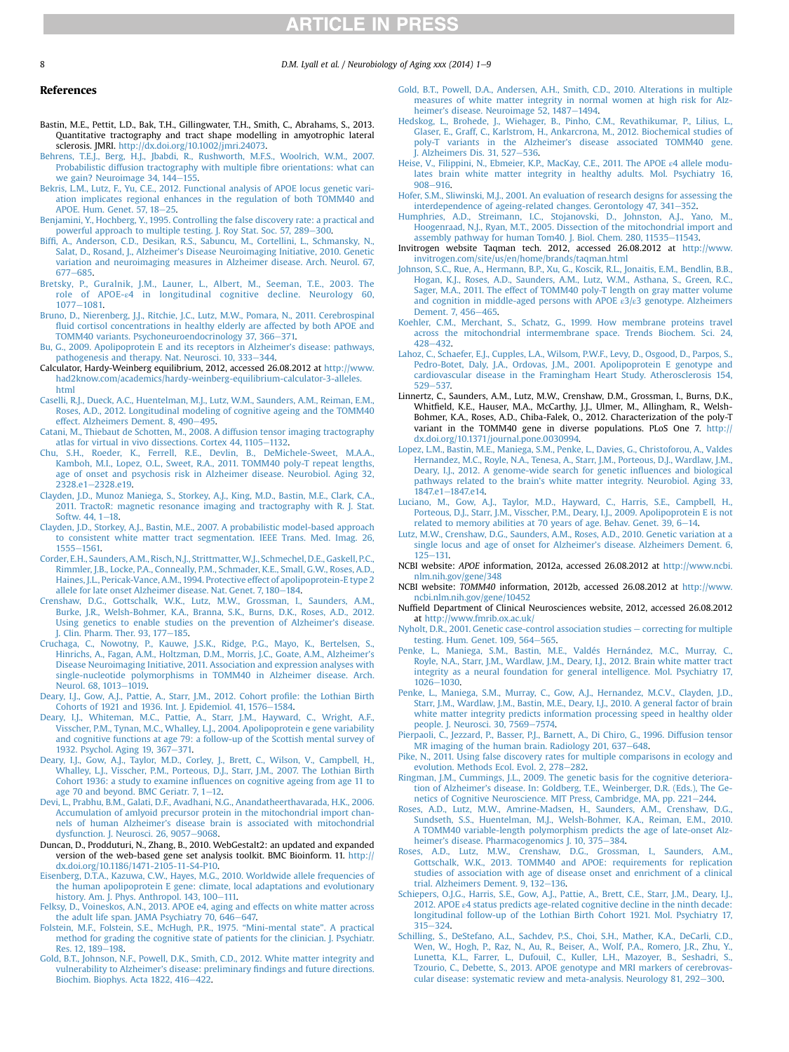## References

Bastin, M.E., Pettit, L.D., Bak, T.H., Gillingwater, T.H., Smith, C., Abrahams, S., 2013. Quantitative tractography and tract shape modelling in amyotrophic lateral sclerosis. JMRI. http://dx.doi.org/10.1002/jmri.24073.

Behrens, T.E.J., Berg, H.J., Jbabdi, R., Rushworth, M.F.S., Woolrich, W.M., 2007. Probabilistic diffusion tractography with multiple fibre orientations: what can we gain? Neuroimage 34, 144–155.

Bekris, L.M., Lutz, F., Yu, C.E., 2012. Functional analysis of APOE locus genetic variation implicates regional enhances in the regulation of both TOMM40 and APOE. Hum. Genet. 57, 18–25.

Benjamini, Y., Hochberg, Y., 1995. Controlling the false discovery rate: a practical and powerful approach to multiple testing. J. Roy Stat. Soc. 57, 289–300.

Biffi, A., Anderson, C.D., Desikan, R.S., Sabuncu, M., Cortellini, L., Schmansky, N., Salat, D., Rosand, J., Alzheimer's Disease Neuroimaging Initiative, 2010. Genetic variation and neuroimaging measures in Alzheimer disease. Arch. Neurol. 67, 677–685.

Bretsky, P., Guralnik, J.M., Launer, L., Albert, M., Seeman, T.E., 2003. The role of APOE-ε4 in longitudinal cognitive decline. Neurology 60, 1077–1081.

Bruno, D., Nierenberg, J.J., Ritchie, J.C., Lutz, M.W., Pomara, N., 2011. Cerebrospinal fluid cortisol concentrations in healthy elderly are affected by both APOE and TOMM40 variants. Psychoneuroendocrinology 37, 366–371.

Bu, G., 2009. Apolipoprotein E and its receptors in Alzheimer's disease: pathways, pathogenesis and therapy. Nat. Neurosci. 10, 333–344.

Calculator, Hardy-Weinberg equilibrium, 2012, accessed 26.08.2012 at http://www.had2know.com/academics/hardy-weinberg-equilibrium-calculator-3-alleles.html

Caselli, R.J., Dueck, A.C., Huentelman, M.J., Lutz, W.M., Saunders, A.M., Reiman, E.M., Roses, A.D., 2012. Longitudinal modeling of cognitive ageing and the TOMM40 effect. Alzheimers Dement. 8, 490–495.

Catani, M., Thiebaut de Schotten, M., 2008. A diffusion tensor imaging tractography atlas for virtual in vivo dissections. Cortex 44, 1105–1132.

Chu, S.H., Roeder, K., Ferrell, R.E., Devlin, B., DeMichele-Sweet, M.A.A., Kamboh, M.I., Lopez, O.L., Sweet, R.A., 2011. TOMM40 poly-T repeat lengths, age of onset and psychosis risk in Alzheimer disease. Neurobiol. Aging 32, 2328.e1–2328.e19.

Clayden, J.D., Munoz Maniega, S., Storkey, A.J., King, M.D., Bastin, M.E., Clark, C.A., 2011. TractoR: magnetic resonance imaging and tractography with R. J. Stat. Softw. 44, 1–18.

Clayden, J.D., Storkey, A.J., Bastin, M.E., 2007. A probabilistic model-based approach to consistent white matter tract segmentation. IEEE Trans. Med. Imag. 26, 1555–1561.

Corder, E.H., Saunders, A.M., Risch, N.J., Strittmatter, W.J., Schmechel, D.E., Gaskell, P.C., Rimmler, J.B., Locke, P.A., Conneally, P.M., Schmader, K.E., Small, G.W., Roses, A.D., Haines, J.L., Pericak-Vance, A.M., 1994. Protective effect of apolipoprotein-E type 2 allele for late onset Alzheimer disease. Nat. Genet. 7, 180–184.

Crenshaw, D.G., Gottschalk, W.K., Lutz, M.W., Grossman, I., Saunders, A.M., Burke, J.R., Welsh-Bohmer, K.A., Branna, S.K., Burns, D.K., Roses, A.D., 2012. Using genetics to enable studies on the prevention of Alzheimer's disease. J. Clin. Pharm. Ther. 93, 177–185.

Cruchaga, C., Nowotny, P., Kauwe, J.S.K., Ridge, P.G., Mayo, K., Bertelsen, S., Hinrichs, A., Fagan, A.M., Holtzman, D.M., Morris, J.C., Goate, A.M., Alzheimer's Disease Neuroimaging Initiative, 2011. Association and expression analyses with single-nucleotide polymorphisms in TOMM40 in Alzheimer disease. Arch. Neurol. 68, 1013–1019.

Deary, I.J., Gow, A.J., Pattie, A., Starr, J.M., 2012. Cohort profile: the Lothian Birth Cohorts of 1921 and 1936. Int. J. Epidemiol. 41, 1576–1584.

Deary, I.J., Whiteman, M.C., Pattie, A., Starr, J.M., Hayward, C., Wright, A.F., Visscher, P.M., Tynan, M.C., Whalley, L.J., 2004. Apolipoprotein e gene variability and cognitive functions at age 79: a follow-up of the Scottish mental survey of 1932. Psychol. Aging 19, 367–371.

Deary, I.J., Gow, A.J., Taylor, M.D., Corley, J., Brett, C., Wilson, V., Campbell, H., Whalley, L.J., Visscher, P.M., Porteous, D.J., Starr, J.M., 2007. The Lothian Birth Cohort 1936: a study to examine influences on cognitive ageing from age 11 to age 70 and beyond. BMC Geriatr. 7, 1–12.

Devi, L., Prabhu, B.M., Galati, D.F., Avadhani, N.G., Anandatheerthavarada, H.K., 2006. Accumulation of amlyoid precursor protein in the mitochondrial import channels of human Alzheimer's disease brain is associated with mitochondrial dysfunction. J. Neurosci. 26, 9057–9068.

Duncan, D., Prodduturi, N., Zhang, B., 2010. WebGestalt2: an updated and expanded version of the web-based gene set analysis toolkit. BMC Bioinform. 11. http://dx.doi.org/10.1186/1471-2105-11-S4-P10.

Eisenberg, D.T.A., Kazuwa, C.W., Hayes, M.G., 2010. Worldwide allele frequencies of the human apolipoprotein E gene: climate, local adaptations and evolutionary history. Am. J. Phys. Anthropol. 143, 100–111.

Felksy, D., Voineskos, A.N., 2013. APOE e4, aging and effects on white matter across the adult life span. JAMA Psychiatry 70, 646–647.

Folstein, M.F., Folstein, S.E., McHugh, P.R., 1975. "Mini-mental state". A practical method for grading the cognitive state of patients for the clinician. J. Psychiatr. Res. 12, 189–198.

Gold, B.T., Johnson, N.F., Powell, D.K., Smith, C.D., 2012. White matter integrity and vulnerability to Alzheimer's disease: preliminary findings and future directions. Biochim. Biophys. Acta 1822, 416–422.

Gold, B.T., Powell, D.A., Andersen, A.H., Smith, C.D., 2010. Alterations in multiple measures of white matter integrity in normal women at high risk for Alzheimer's disease. Neuroimage 52, 1487–1494.

Hedskog, L., Brohede, J., Wiehager, B., Pinho, C.M., Revathikumar, P., Lilius, L., Glaser, E., Graff, C., Karlstrom, H., Ankarcrona, M., 2012. Biochemical studies of poly-T variants in the Alzheimer's disease associated TOMM40 gene. J. Alzheimers Dis. 31, 527–536.

Heise, V., Filippini, N., Ebmeier, K.P., MacKay, C.E., 2011. The APOE ε4 allele modulates brain white matter integrity in healthy adults. Mol. Psychiatry 16, 908–916.

Hofer, S.M., Sliwinski, M.J., 2001. An evaluation of research designs for assessing the interdependence of ageing-related changes. Gerontology 47, 341–352.

Humphries, A.D., Streimann, I.C., Stojanovski, D., Johnston, A.J., Yano, M., Hoogenraad, N.J., Ryan, M.T., 2005. Dissection of the mitochondrial import and assembly pathway for human Tom40. J. Biol. Chem. 280, 11535–11543.

Invitrogen website Taqman tech. 2012, accessed 26.08.2012 at http://www.invitrogen.com/site/us/en/home/brands/taqman.html

Johnson, S.C., Rue, A., Hermann, B.P., Xu, G., Koscik, R.L., Jonaitis, E.M., Bendlin, B.B., Hogan, K.J., Roses, A.D., Saunders, A.M., Lutz, W.M., Asthana, S., Green, R.C., Sager, M.A., 2011. The effect of TOMM40 poly-T length on gray matter volume and cognition in middle-aged persons with APOE ε3/ε3 genotype. Alzheimers Dement. 7, 456–465.

Koehler, C.M., Merchant, S., Schatz, G., 1999. How membrane proteins travel across the mitochondrial intermembrane space. Trends Biochem. Sci. 24, 428–432.

Lahoz, C., Schaefer, E.J., Cupples, L.A., Wilson, P.W.F., Levy, D., Osgood, D., Parpos, S., Pedro-Botet, Daly, J.A., Ordovas, J.M., 2001. Apolipoprotein E genotype and cardiovascular disease in the Framingham Heart Study. Atherosclerosis 154, 529–537.

Linnertz, C., Saunders, A.M., Lutz, M.W., Crenshaw, D.M., Grossman, I., Burns, D.K., Whitfield, K.E., Hauser, M.A., McCarthy, J.J., Ulmer, M., Allingham, R., Welsh-Bohmer, K.A., Roses, A.D., Chiba-Falek, O., 2012. Characterization of the poly-T variant in the TOMM40 gene in diverse populations. PLoS One 7. http://dx.doi.org/10.1371/journal.pone.0030994.

Lopez, L.M., Bastin, M.E., Maniega, S.M., Penke, L., Davies, G., Christoforou, A., Valdes Hernandez, M.C., Royle, N.A., Tenesa, A., Starr, J.M., Porteous, D.J., Wardlaw, J.M., Deary, I.J., 2012. A genome-wide search for genetic influences and biological pathways related to the brain's white matter integrity. Neurobiol. Aging 33, 1847.e1–1847.e14.

Luciano, M., Gow, A.J., Taylor, M.D., Hayward, C., Harris, S.E., Campbell, H., Porteous, D.J., Starr, J.M., Visscher, P.M., Deary, I.J., 2009. Apolipoprotein E is not related to memory abilities at 70 years of age. Behav. Genet. 39, 6–14.

Lutz, M.W., Crenshaw, D.G., Saunders, A.M., Roses, A.D., 2010. Genetic variation at a single locus and age of onset for Alzheimer's disease. Alzheimers Dement. 6, 125–131.

NCBI website: *APOE* information, 2012a, accessed 26.08.2012 at http://www.ncbi.nlm.nih.gov/gene/348

NCBI website: *TOMM40* information, 2012b, accessed 26.08.2012 at http://www.ncbi.nlm.nih.gov/gene/10452

Nuffield Department of Clinical Neurosciences website, 2012, accessed 26.08.2012 at http://www.fmrib.ox.ac.uk/

Nyholt, D.R., 2001. Genetic case-control association studies – correcting for multiple testing. Hum. Genet. 109, 564–565.

Penke, L., Maniega, S.M., Bastin, M.E., Valdés Hernández, M.C., Murray, C., Royle, N.A., Starr, J.M., Wardlaw, J.M., Deary, I.J., 2012. Brain white matter tract integrity as a neural foundation for general intelligence. Mol. Psychiatry 17, 1026–1030.

Penke, L., Maniega, S.M., Murray, C., Gow, A.J., Hernandez, M.C.V., Clayden, J.D., Starr, J.M., Wardlaw, J.M., Bastin, M.E., Deary, I.J., 2010. A general factor of brain white matter integrity predicts information processing speed in healthy older people. J. Neurosci. 30, 7569–7574.

Pierpaoli, C., Jezzard, P., Basser, P.J., Barnett, A., Di Chiro, G., 1996. Diffusion tensor MR imaging of the human brain. Radiology 201, 637–648.

Pike, N., 2011. Using false discovery rates for multiple comparisons in ecology and evolution. Methods Ecol. Evol. 2, 278–282.

Ringman, J.M., Cummings, J.L., 2009. The genetic basis for the cognitive deterioration of Alzheimer's disease. In: Goldberg, T.E., Weinberger, D.R. (Eds.), The Genetics of Cognitive Neuroscience. MIT Press, Cambridge, MA, pp. 221–244.

Roses, A.D., Lutz, M.W., Amrine-Madsen, H., Saunders, A.M., Crenshaw, D.G., Sundseth, S.S., Huentelman, M.J., Welsh-Bohmer, K.A., Reiman, E.M., 2010. A TOMM40 variable-length polymorphism predicts the age of late-onset Alzheimer's disease. Pharmacogenomics J. 10, 375–384.

Roses, A.D., Lutz, M.W., Crenshaw, D.G., Grossman, I., Saunders, A.M., Gottschalk, W.K., 2013. TOMM40 and APOE: requirements for replication studies of association with age of disease onset and enrichment of a clinical trial. Alzheimers Dement. 9, 132–136.

Schiepers, O.J.G., Harris, S.E., Gow, A.J., Pattie, A., Brett, C.E., Starr, J.M., Deary, I.J., 2012. APOE ε4 status predicts age-related cognitive decline in the ninth decade: longitudinal follow-up of the Lothian Birth Cohort 1921. Mol. Psychiatry 17, 315–324.

Schilling, S., DeStefano, A.L., Sachdev, P.S., Choi, S.H., Mather, K.A., DeCarli, C.D., Wen, W., Hogh, P., Raz, N., Au, R., Beiser, A., Wolf, P.A., Romero, J.R., Zhu, Y., Lunetta, K.L., Farrer, L., Dufouil, C., Kuller, L.H., Mazoyer, B., Seshadri, S., Tzourio, C., Debette, S., 2013. APOE genotype and MRI markers of cerebrovascular disease: systematic review and meta-analysis. Neurology 81, 292–300.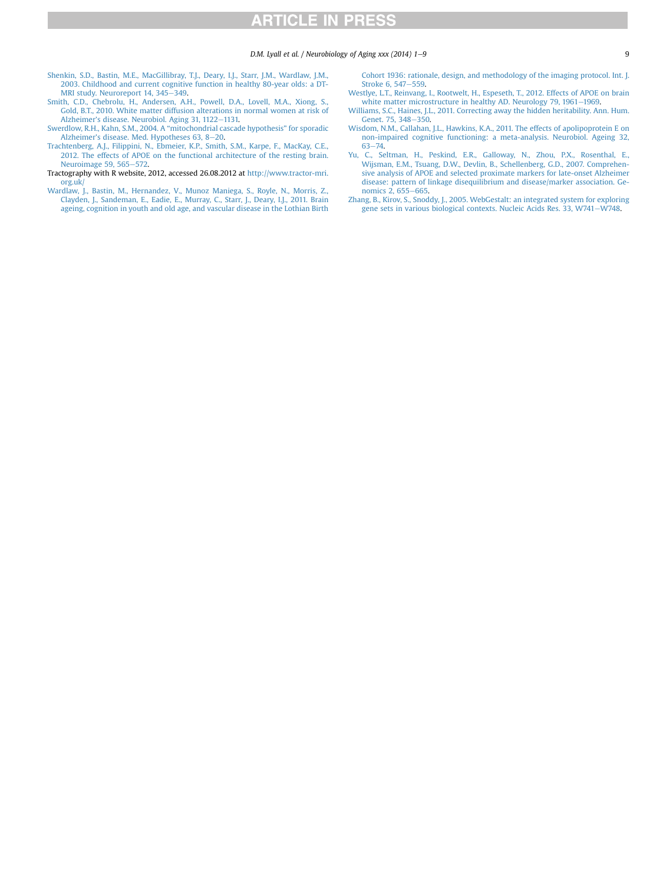Shenkin, S.D., Bastin, M.E., MacGillibray, T.J., Deary, I.J., Starr, J.M., Wardlaw, J.M., 2003. Childhood and current cognitive function in healthy 80-year olds: a DT-MRI study. Neuroreport 14, 345–349.

Smith, C.D., Chebrolu, H., Andersen, A.H., Powell, D.A., Lovell, M.A., Xiong, S., Gold, B.T., 2010. White matter diffusion alterations in normal women at risk of Alzheimer's disease. Neurobiol. Aging 31, 1122–1131.

Swerdlow, R.H., Kahn, S.M., 2004. A "mitochondrial cascade hypothesis" for sporadic Alzheimer's disease. Med. Hypotheses 63, 8–20.

Trachtenberg, A.J., Filippini, N., Ebmeier, K.P., Smith, S.M., Karpe, F., MacKay, C.E., 2012. The effects of APOE on the functional architecture of the resting brain. Neuroimage 59, 565–572.

Tractography with R website, 2012, accessed 26.08.2012 at http://www.tractor-mri.org.uk/

Wardlaw, J., Bastin, M., Hernandez, V., Munoz Maniega, S., Royle, N., Morris, Z., Clayden, J., Sandeman, E., Eadie, E., Murray, C., Starr, J., Deary, I.J., 2011. Brain ageing, cognition in youth and old age, and vascular disease in the Lothian Birth Cohort 1936: rationale, design, and methodology of the imaging protocol. Int. J. Stroke 6, 547–559.

Westlye, L.T., Reinvang, I., Rootwelt, H., Espeseth, T., 2012. Effects of APOE on brain white matter microstructure in healthy AD. Neurology 79, 1961–1969.

Williams, S.C., Haines, J.L., 2011. Correcting away the hidden heritability. Ann. Hum. Genet. 75, 348–350.

Wisdom, N.M., Callahan, J.L., Hawkins, K.A., 2011. The effects of apolipoprotein E on non-impaired cognitive functioning: a meta-analysis. Neurobiol. Ageing 32, 63–74.

Yu, C., Seltman, H., Peskind, E.R., Galloway, N., Zhou, P.X., Rosenthal, E., Wijsman, E.M., Tsuang, D.W., Devlin, B., Schellenberg, G.D., 2007. Comprehensive analysis of APOE and selected proximate markers for late-onset Alzheimer disease: pattern of linkage disequilibrium and disease/marker association. Genomics 2, 655–665.

Zhang, B., Kirov, S., Snoddy, J., 2005. WebGestalt: an integrated system for exploring gene sets in various biological contexts. Nucleic Acids Res. 33, W741–W748.